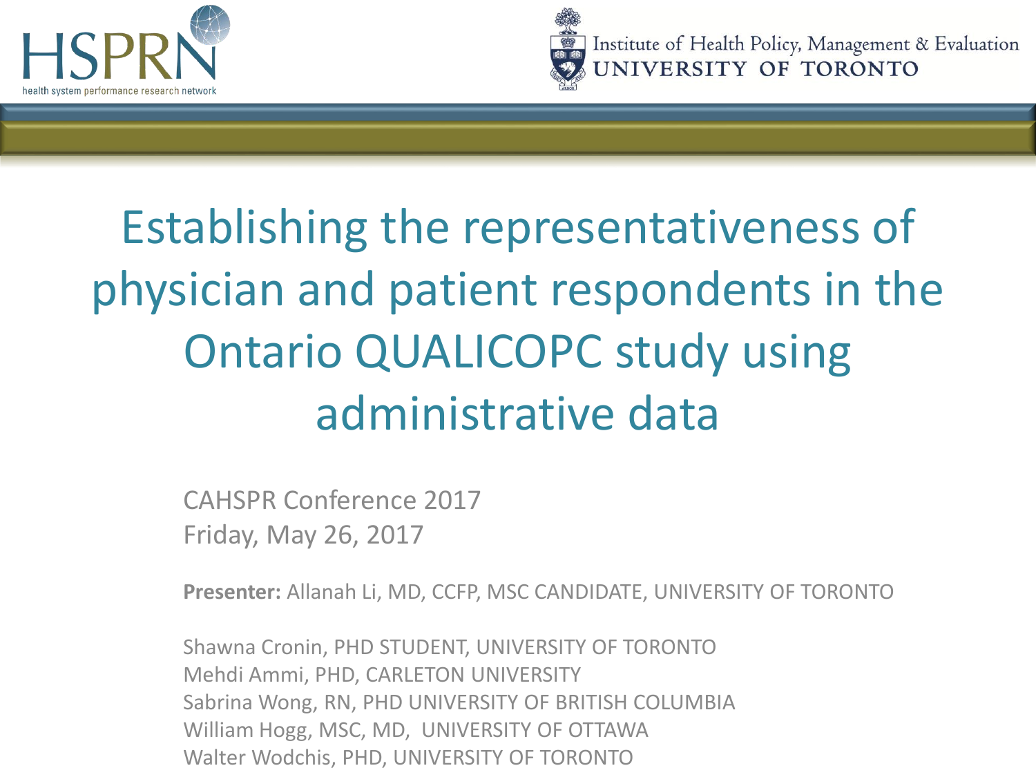HSPRN
health system performance research network

Institute of Health Policy, Management & Evaluation
UNIVERSITY OF TORONTO

# Establishing the representativeness of physician and patient respondents in the Ontario QUALICOPC study using administrative data

CAHSPR Conference 2017
Friday, May 26, 2017

**Presenter:** Allanah Li, MD, CCFP, MSC CANDIDATE, UNIVERSITY OF TORONTO

Shawna Cronin, PHD STUDENT, UNIVERSITY OF TORONTO
Mehdi Ammi, PHD, CARLETON UNIVERSITY
Sabrina Wong, RN, PHD UNIVERSITY OF BRITISH COLUMBIA
William Hogg, MSC, MD, UNIVERSITY OF OTTAWA
Walter Wodchis, PHD, UNIVERSITY OF TORONTO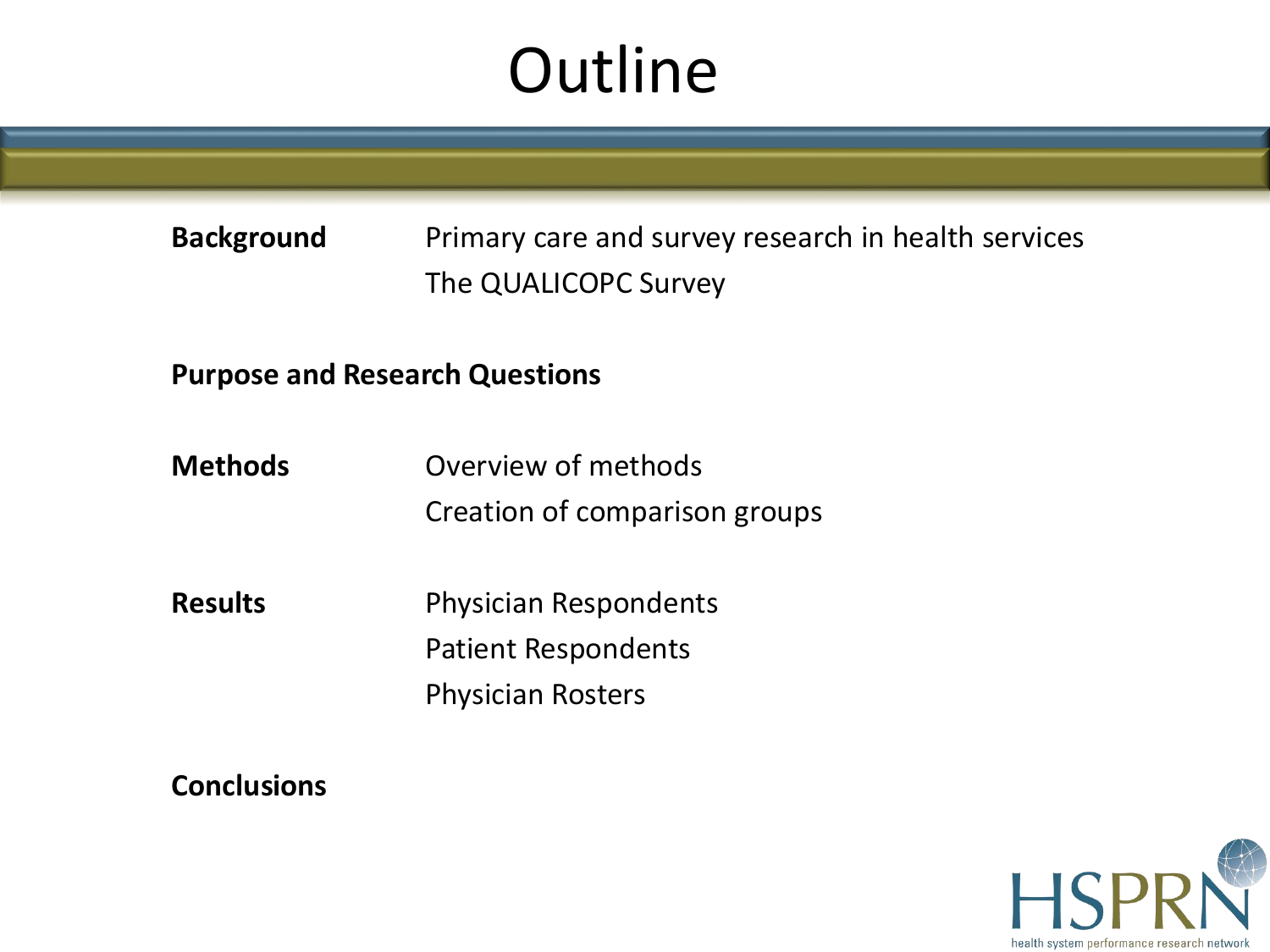# Outline

**Background**
- Primary care and survey research in health services
- The QUALICOPC Survey

**Purpose and Research Questions**

**Methods**
- Overview of methods
- Creation of comparison groups

**Results**
- Physician Respondents
- Patient Respondents
- Physician Rosters

**Conclusions**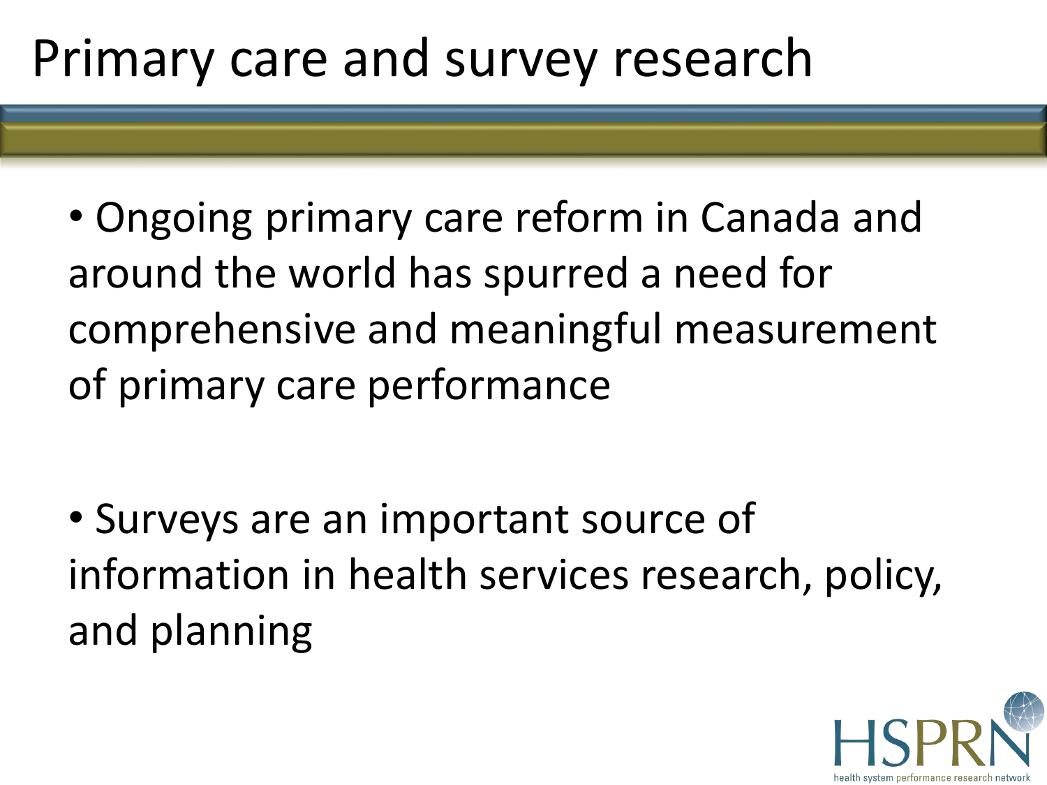# Primary care and survey research

- Ongoing primary care reform in Canada and around the world has spurred a need for comprehensive and meaningful measurement of primary care performance

- Surveys are an important source of information in health services research, policy, and planning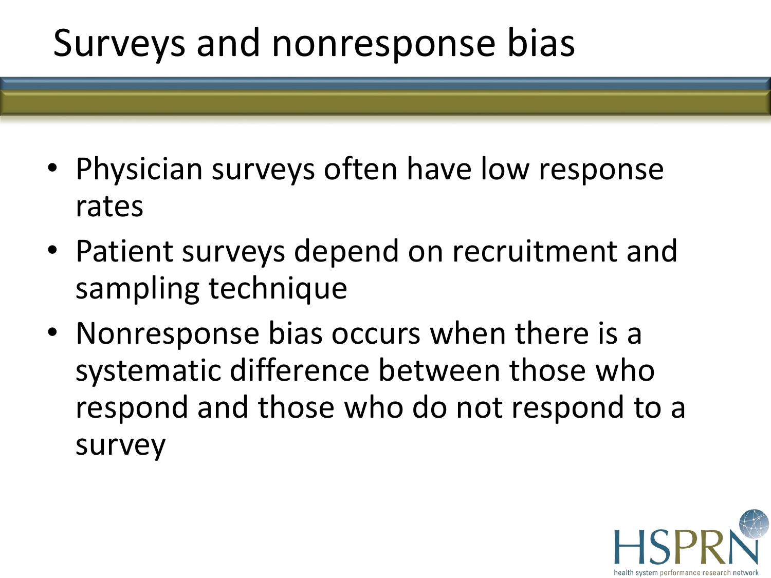# Surveys and nonresponse bias

- Physician surveys often have low response rates
- Patient surveys depend on recruitment and sampling technique
- Nonresponse bias occurs when there is a systematic difference between those who respond and those who do not respond to a survey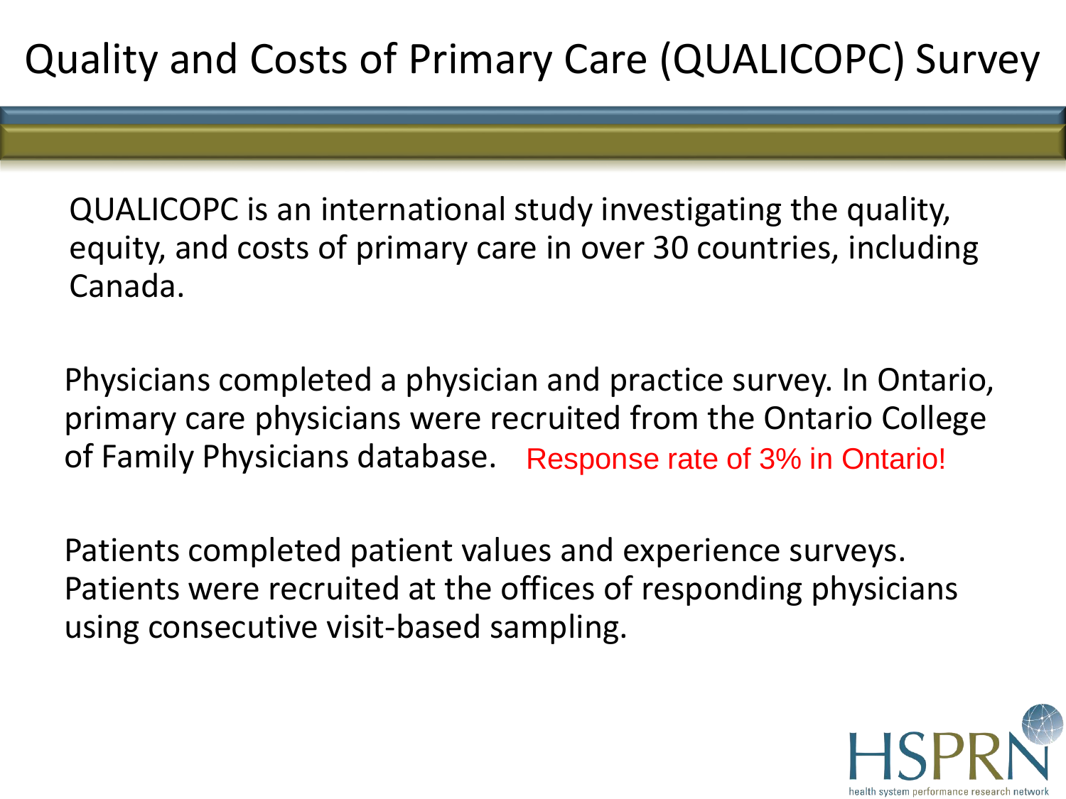# Quality and Costs of Primary Care (QUALICOPC) Survey

QUALICOPC is an international study investigating the quality, equity, and costs of primary care in over 30 countries, including Canada.

Physicians completed a physician and practice survey. In Ontario, primary care physicians were recruited from the Ontario College of Family Physicians database. Response rate of 3% in Ontario!

Patients completed patient values and experience surveys. Patients were recruited at the offices of responding physicians using consecutive visit-based sampling.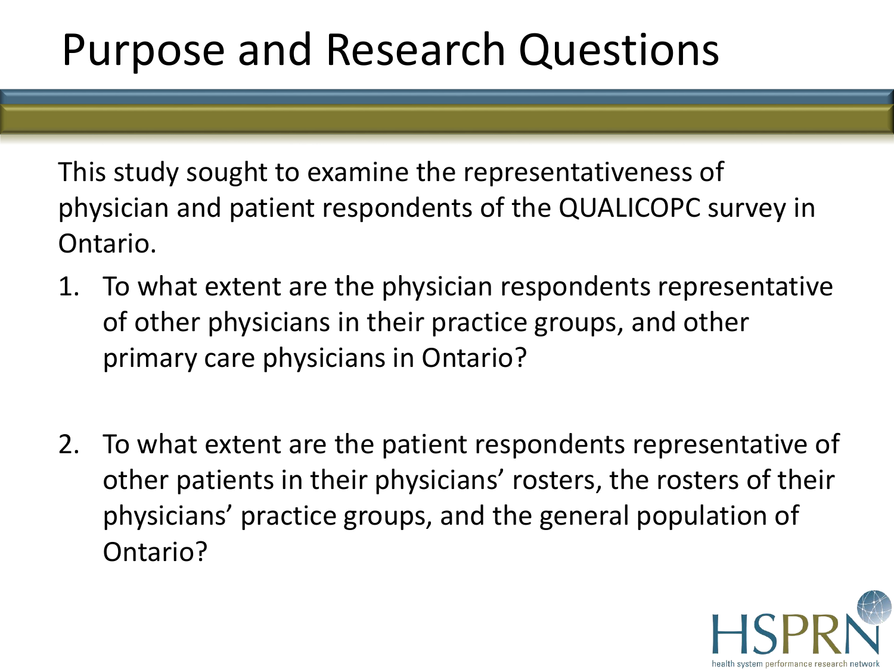# Purpose and Research Questions

This study sought to examine the representativeness of physician and patient respondents of the QUALICOPC survey in Ontario.

1. To what extent are the physician respondents representative of other physicians in their practice groups, and other primary care physicians in Ontario?

2. To what extent are the patient respondents representative of other patients in their physicians' rosters, the rosters of their physicians' practice groups, and the general population of Ontario?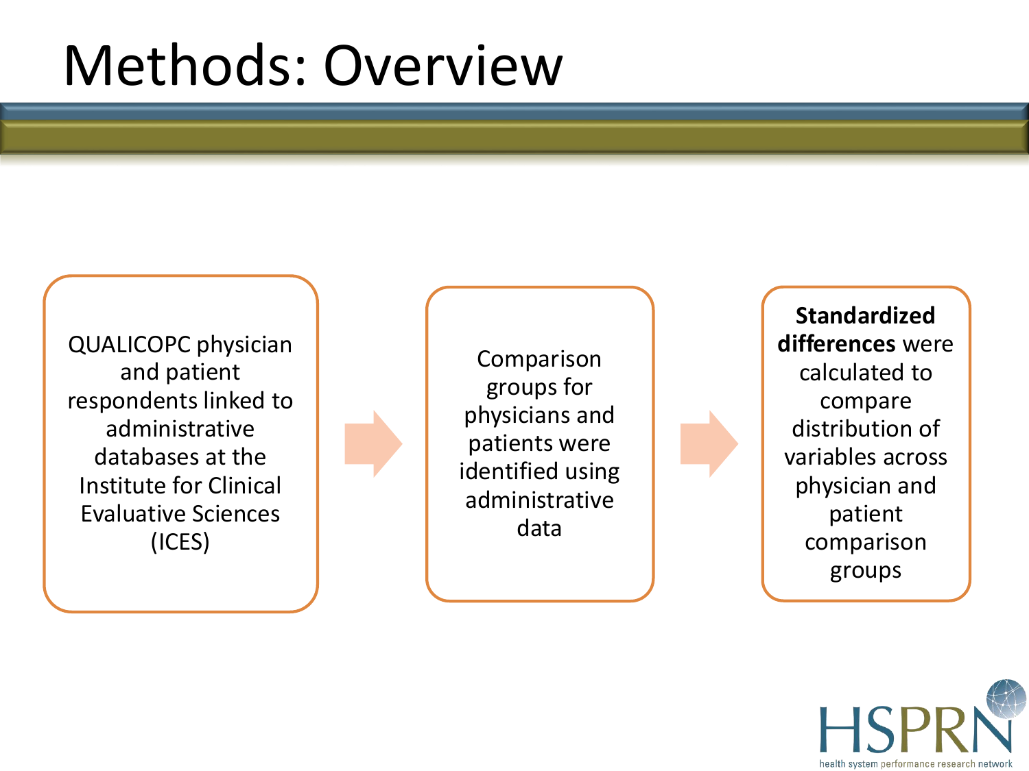# Methods: Overview

QUALICOPC physician and patient respondents linked to administrative databases at the Institute for Clinical Evaluative Sciences (ICES)

Comparison groups for physicians and patients were identified using administrative data

**Standardized differences** were calculated to compare distribution of variables across physician and patient comparison groups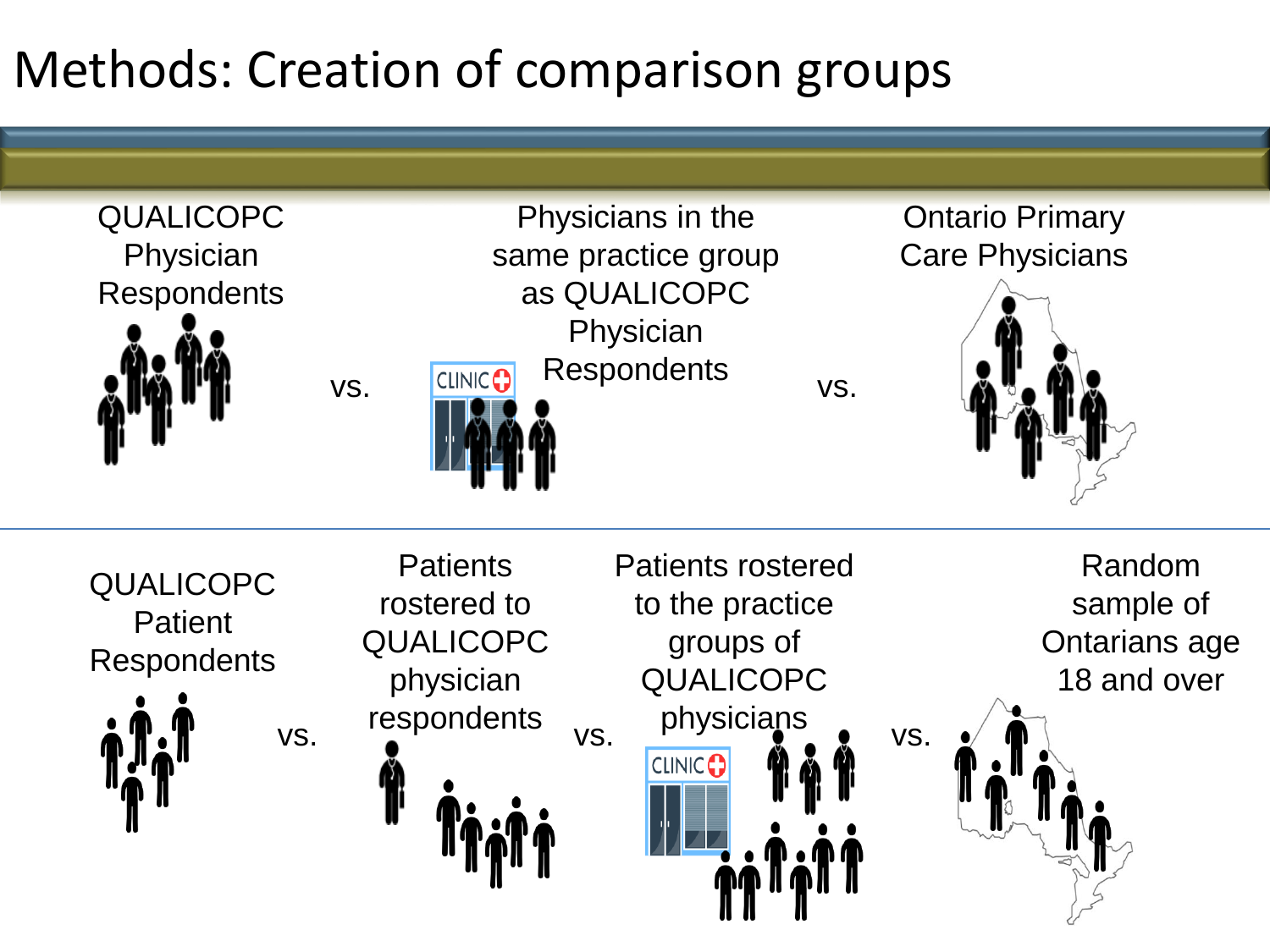# Methods: Creation of comparison groups

QUALICOPC Physician Respondents vs. Physicians in the same practice group as QUALICOPC Physician Respondents vs. Ontario Primary Care Physicians

QUALICOPC Patient Respondents vs. Patients rostered to QUALICOPC physician respondents vs. Patients rostered to the practice groups of QUALICOPC physicians vs. Random sample of Ontarians age 18 and over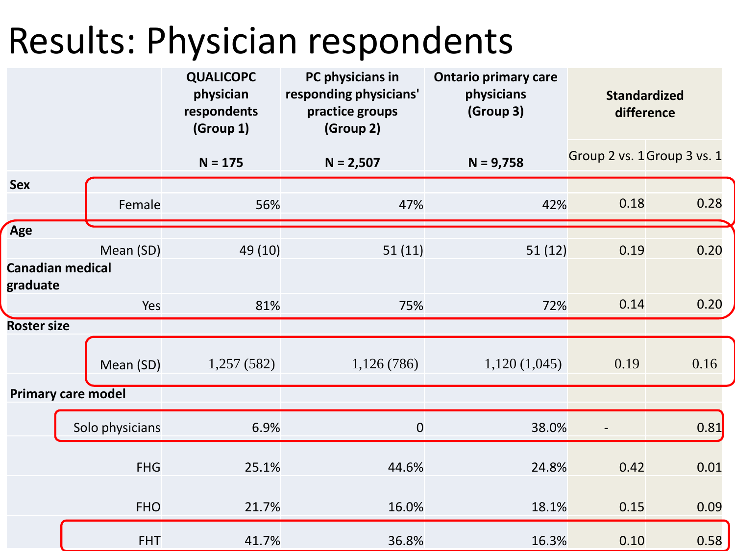# Results: Physician respondents

| | QUALICOPC physician respondents (Group 1) N = 175 | PC physicians in responding physicians' practice groups (Group 2) N = 2,507 | Ontario primary care physicians (Group 3) N = 9,758 | Standardized difference | |
|---|---|---|---|---|---|
| | | | | Group 2 vs. 1 | Group 3 vs. 1 |
| **Sex** | | | | | |
| Female | 56% | 47% | 42% | 0.18 | 0.28 |
| **Age** | | | | | |
| Mean (SD) | 49 (10) | 51 (11) | 51 (12) | 0.19 | 0.20 |
| **Canadian medical graduate** | | | | | |
| Yes | 81% | 75% | 72% | 0.14 | 0.20 |
| **Roster size** | | | | | |
| Mean (SD) | 1,257 (582) | 1,126 (786) | 1,120 (1,045) | 0.19 | 0.16 |
| **Primary care model** | | | | | |
| Solo physicians | 6.9% | 0 | 38.0% | - | 0.81 |
| FHG | 25.1% | 44.6% | 24.8% | 0.42 | 0.01 |
| FHO | 21.7% | 16.0% | 18.1% | 0.15 | 0.09 |
| FHT | 41.7% | 36.8% | 16.3% | 0.10 | 0.58 |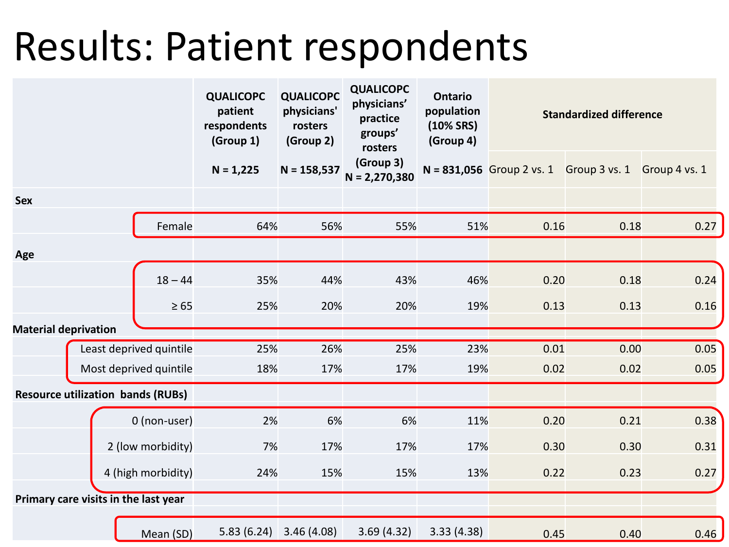# Results: Patient respondents

| | QUALICOPC patient respondents (Group 1) N = 1,225 | QUALICOPC physicians' rosters (Group 2) N = 158,537 | QUALICOPC physicians' practice groups' rosters (Group 3) N = 2,270,380 | Ontario population (10% SRS) (Group 4) N = 831,056 | Standardized difference | | |
|---|---|---|---|---|---|---|---|
| | | | | | Group 2 vs. 1 | Group 3 vs. 1 | Group 4 vs. 1 |
| **Sex** | | | | | | | |
| Female | 64% | 56% | 55% | 51% | 0.16 | 0.18 | 0.27 |
| **Age** | | | | | | | |
| 18 – 44 | 35% | 44% | 43% | 46% | 0.20 | 0.18 | 0.24 |
| ≥ 65 | 25% | 20% | 20% | 19% | 0.13 | 0.13 | 0.16 |
| **Material deprivation** | | | | | | | |
| Least deprived quintile | 25% | 26% | 25% | 23% | 0.01 | 0.00 | 0.05 |
| Most deprived quintile | 18% | 17% | 17% | 19% | 0.02 | 0.02 | 0.05 |
| **Resource utilization bands (RUBs)** | | | | | | | |
| 0 (non-user) | 2% | 6% | 6% | 11% | 0.20 | 0.21 | 0.38 |
| 2 (low morbidity) | 7% | 17% | 17% | 17% | 0.30 | 0.30 | 0.31 |
| 4 (high morbidity) | 24% | 15% | 15% | 13% | 0.22 | 0.23 | 0.27 |
| **Primary care visits in the last year** | | | | | | | |
| Mean (SD) | 5.83 (6.24) | 3.46 (4.08) | 3.69 (4.32) | 3.33 (4.38) | 0.45 | 0.40 | 0.46 |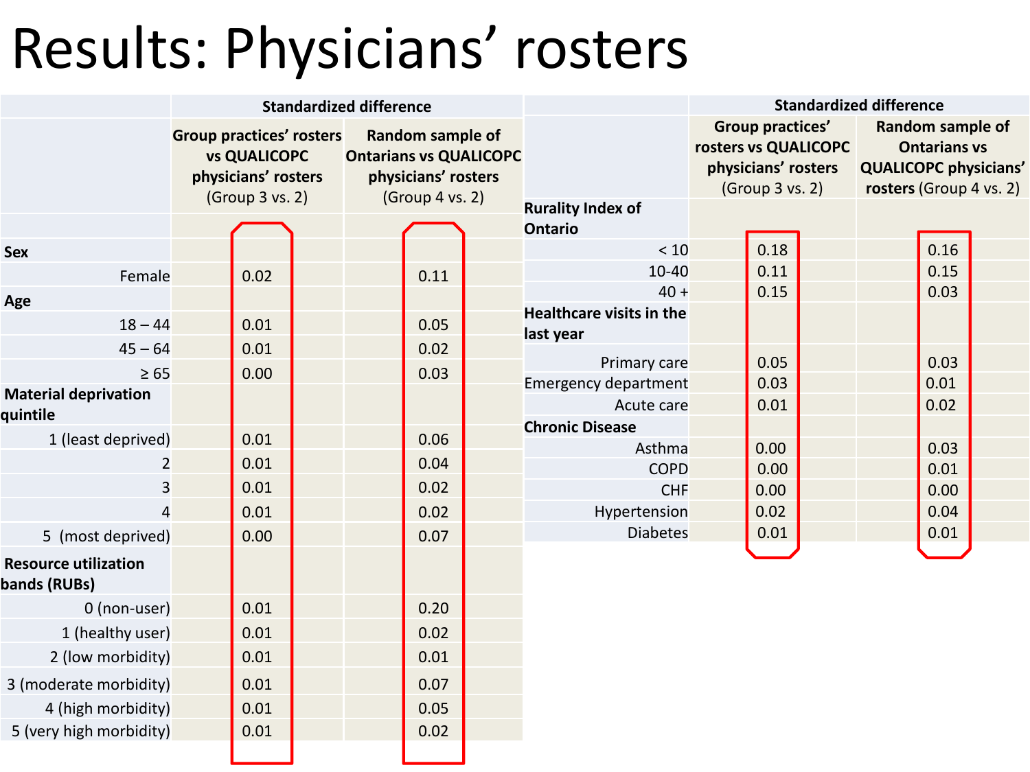# Results: Physicians' rosters

| | Standardized difference | |
|---|---|---|
| | Group practices' rosters vs QUALICOPC physicians' rosters (Group 3 vs. 2) | Random sample of Ontarians vs QUALICOPC physicians' rosters (Group 4 vs. 2) |
| **Sex** | | |
| Female | 0.02 | 0.11 |
| **Age** | | |
| 18 – 44 | 0.01 | 0.05 |
| 45 – 64 | 0.01 | 0.02 |
| ≥ 65 | 0.00 | 0.03 |
| **Material deprivation quintile** | | |
| 1 (least deprived) | 0.01 | 0.06 |
| 2 | 0.01 | 0.04 |
| 3 | 0.01 | 0.02 |
| 4 | 0.01 | 0.02 |
| 5 (most deprived) | 0.00 | 0.07 |
| **Resource utilization bands (RUBs)** | | |
| 0 (non-user) | 0.01 | 0.20 |
| 1 (healthy user) | 0.01 | 0.02 |
| 2 (low morbidity) | 0.01 | 0.01 |
| 3 (moderate morbidity) | 0.01 | 0.07 |
| 4 (high morbidity) | 0.01 | 0.05 |
| 5 (very high morbidity) | 0.01 | 0.02 |

| | Standardized difference | |
|---|---|---|
| | Group practices' rosters vs QUALICOPC physicians' rosters (Group 3 vs. 2) | Random sample of Ontarians vs QUALICOPC physicians' rosters (Group 4 vs. 2) |
| **Rurality Index of Ontario** | | |
| < 10 | 0.18 | 0.16 |
| 10-40 | 0.11 | 0.15 |
| 40 + | 0.15 | 0.03 |
| **Healthcare visits in the last year** | | |
| Primary care | 0.05 | 0.03 |
| Emergency department | 0.03 | 0.01 |
| Acute care | 0.01 | 0.02 |
| **Chronic Disease** | | |
| Asthma | 0.00 | 0.03 |
| COPD | 0.00 | 0.01 |
| CHF | 0.00 | 0.00 |
| Hypertension | 0.02 | 0.04 |
| Diabetes | 0.01 | 0.01 |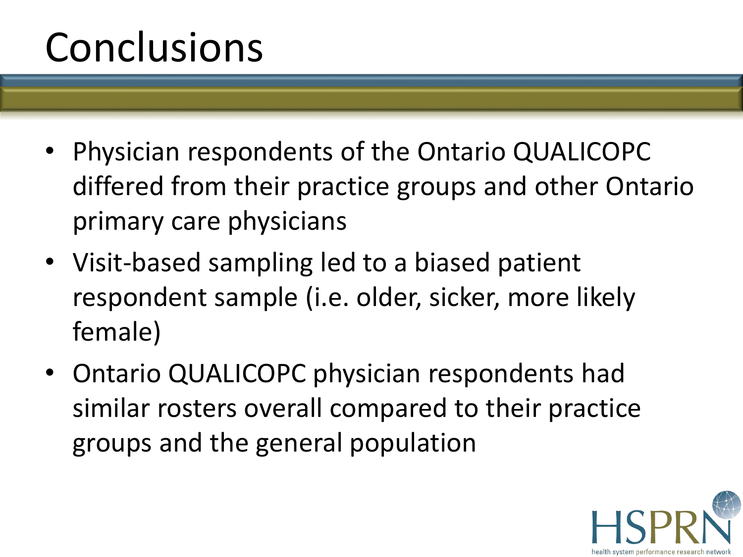# Conclusions

- Physician respondents of the Ontario QUALICOPC differed from their practice groups and other Ontario primary care physicians
- Visit-based sampling led to a biased patient respondent sample (i.e. older, sicker, more likely female)
- Ontario QUALICOPC physician respondents had similar rosters overall compared to their practice groups and the general population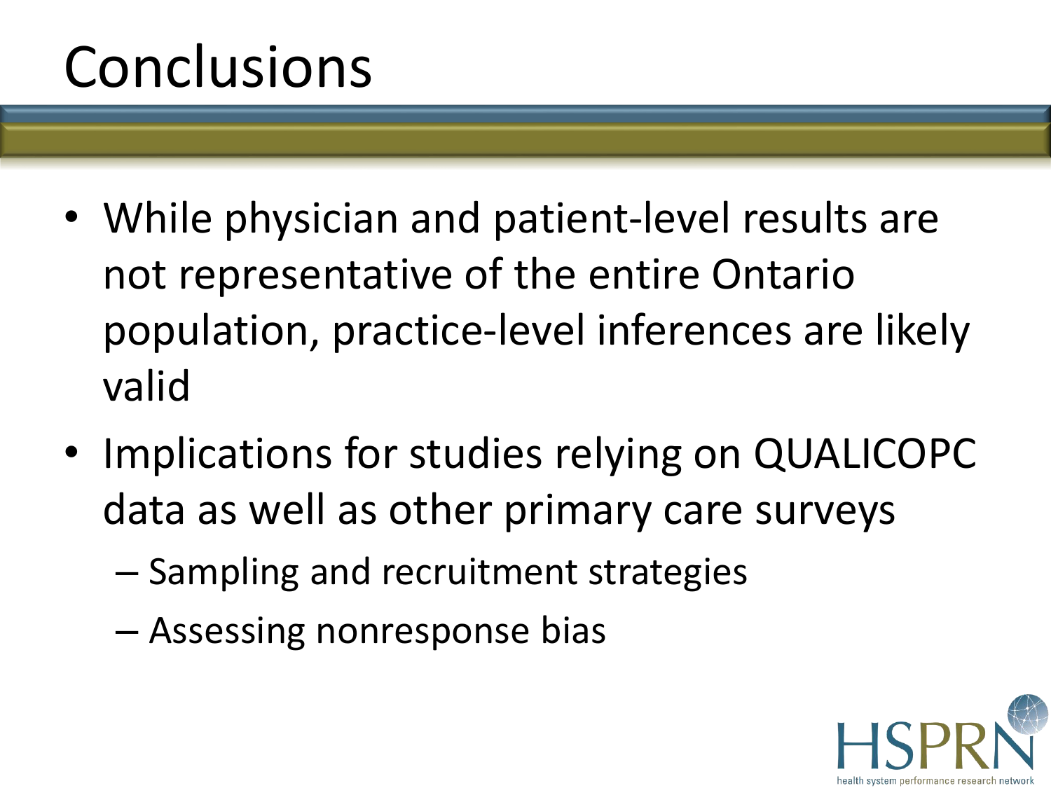# Conclusions

- While physician and patient-level results are not representative of the entire Ontario population, practice-level inferences are likely valid
- Implications for studies relying on QUALICOPC data as well as other primary care surveys
  - Sampling and recruitment strategies
  - Assessing nonresponse bias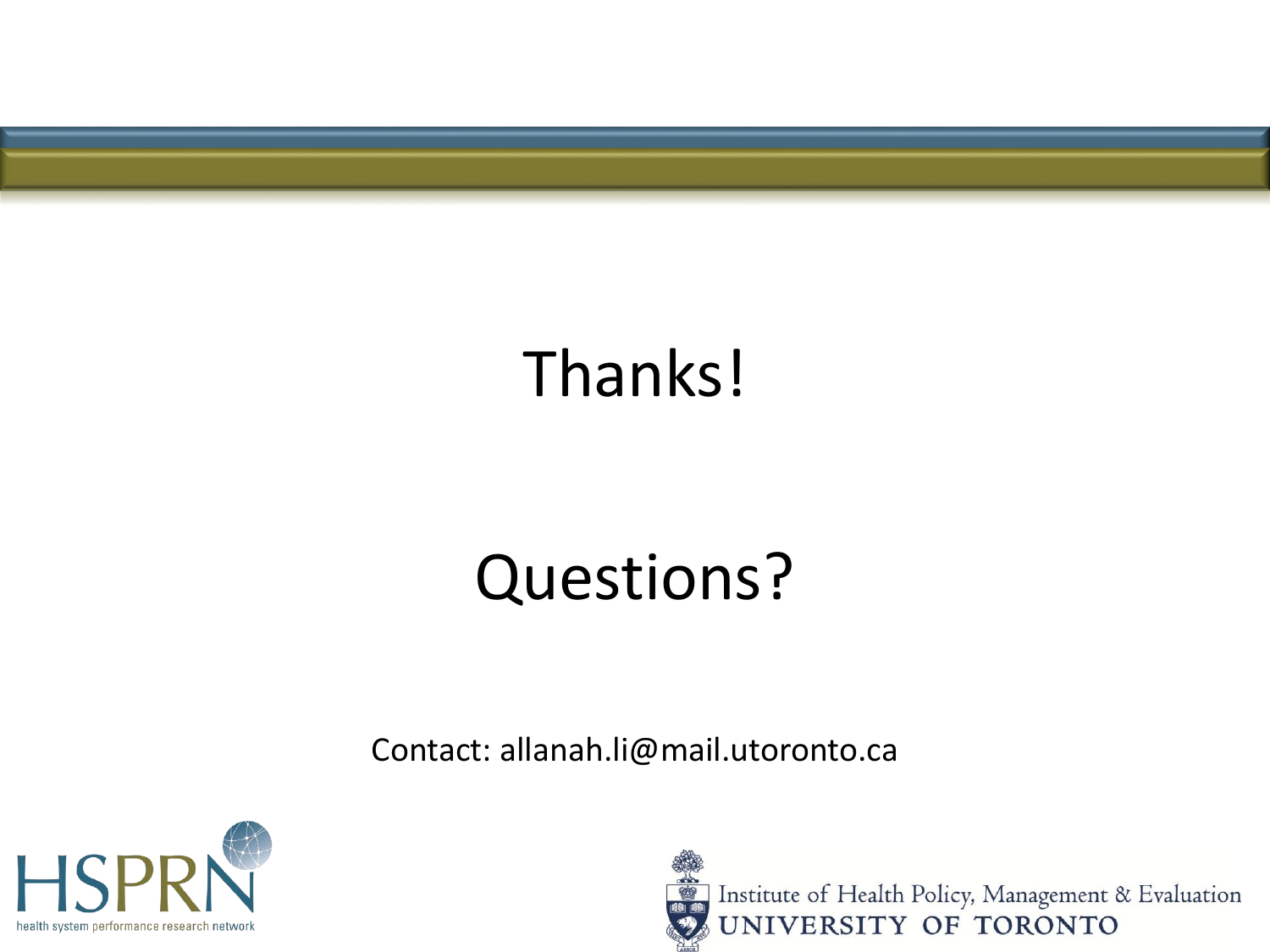# Thanks!

# Questions?

Contact: allanah.li@mail.utoronto.ca

HSPRN
health system performance research network

Institute of Health Policy, Management & Evaluation
UNIVERSITY OF TORONTO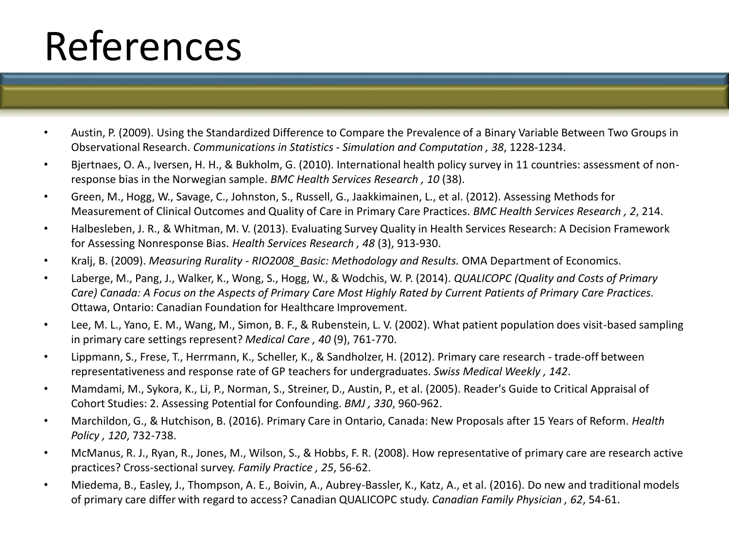# References

- Austin, P. (2009). Using the Standardized Difference to Compare the Prevalence of a Binary Variable Between Two Groups in Observational Research. *Communications in Statistics - Simulation and Computation , 38*, 1228-1234.
- Bjertnaes, O. A., Iversen, H. H., & Bukholm, G. (2010). International health policy survey in 11 countries: assessment of non-response bias in the Norwegian sample. *BMC Health Services Research , 10* (38).
- Green, M., Hogg, W., Savage, C., Johnston, S., Russell, G., Jaakkimainen, L., et al. (2012). Assessing Methods for Measurement of Clinical Outcomes and Quality of Care in Primary Care Practices. *BMC Health Services Research , 2*, 214.
- Halbesleben, J. R., & Whitman, M. V. (2013). Evaluating Survey Quality in Health Services Research: A Decision Framework for Assessing Nonresponse Bias. *Health Services Research , 48* (3), 913-930.
- Kralj, B. (2009). *Measuring Rurality - RIO2008_Basic: Methodology and Results.* OMA Department of Economics.
- Laberge, M., Pang, J., Walker, K., Wong, S., Hogg, W., & Wodchis, W. P. (2014). *QUALICOPC (Quality and Costs of Primary Care) Canada: A Focus on the Aspects of Primary Care Most Highly Rated by Current Patients of Primary Care Practices.* Ottawa, Ontario: Canadian Foundation for Healthcare Improvement.
- Lee, M. L., Yano, E. M., Wang, M., Simon, B. F., & Rubenstein, L. V. (2002). What patient population does visit-based sampling in primary care settings represent? *Medical Care , 40* (9), 761-770.
- Lippmann, S., Frese, T., Herrmann, K., Scheller, K., & Sandholzer, H. (2012). Primary care research - trade-off between representativeness and response rate of GP teachers for undergraduates. *Swiss Medical Weekly , 142*.
- Mamdami, M., Sykora, K., Li, P., Norman, S., Streiner, D., Austin, P., et al. (2005). Reader's Guide to Critical Appraisal of Cohort Studies: 2. Assessing Potential for Confounding. *BMJ , 330*, 960-962.
- Marchildon, G., & Hutchison, B. (2016). Primary Care in Ontario, Canada: New Proposals after 15 Years of Reform. *Health Policy , 120*, 732-738.
- McManus, R. J., Ryan, R., Jones, M., Wilson, S., & Hobbs, F. R. (2008). How representative of primary care are research active practices? Cross-sectional survey. *Family Practice , 25*, 56-62.
- Miedema, B., Easley, J., Thompson, A. E., Boivin, A., Aubrey-Bassler, K., Katz, A., et al. (2016). Do new and traditional models of primary care differ with regard to access? Canadian QUALICOPC study. *Canadian Family Physician , 62*, 54-61.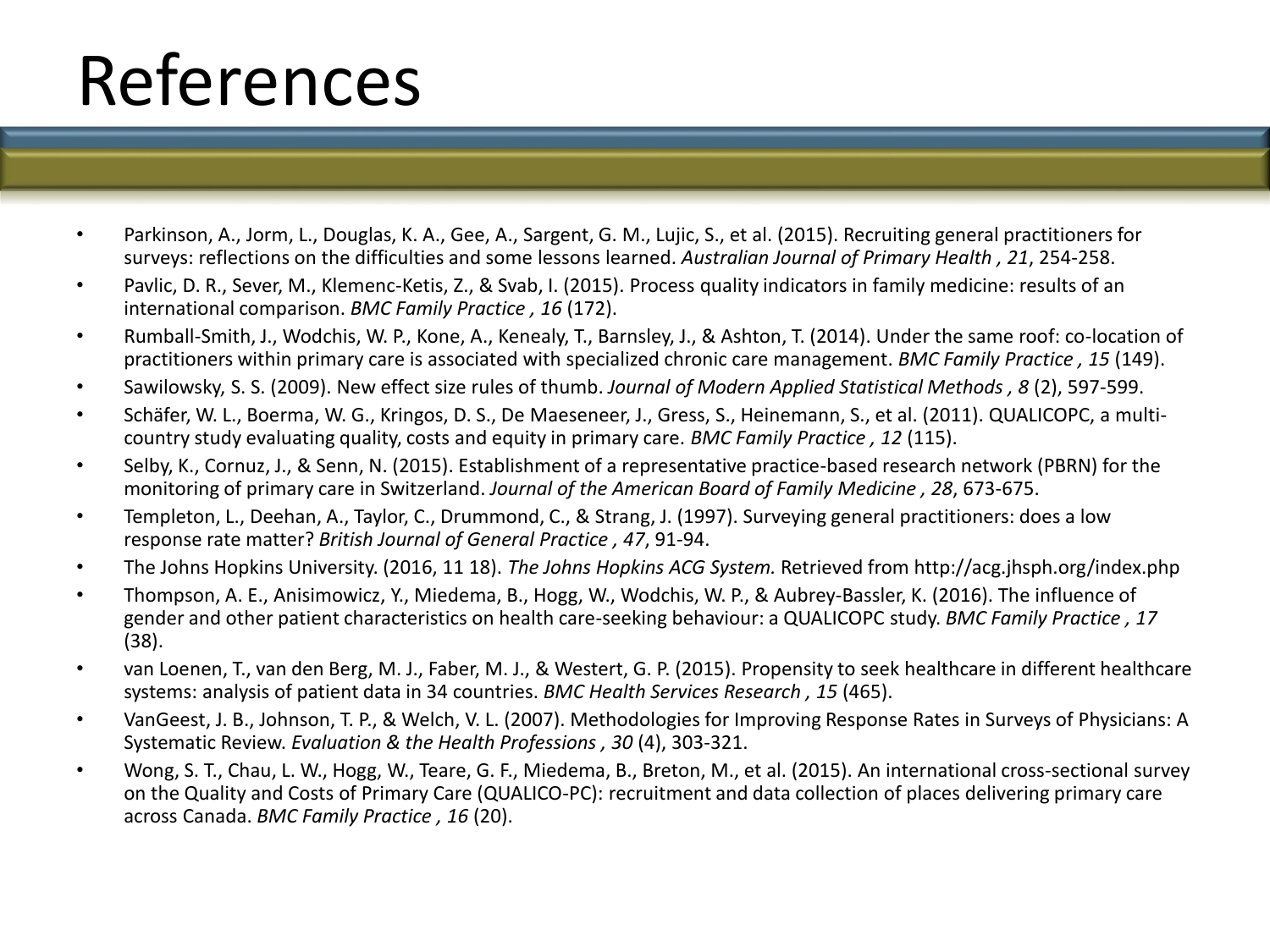# References

- Parkinson, A., Jorm, L., Douglas, K. A., Gee, A., Sargent, G. M., Lujic, S., et al. (2015). Recruiting general practitioners for surveys: reflections on the difficulties and some lessons learned. *Australian Journal of Primary Health , 21*, 254-258.
- Pavlic, D. R., Sever, M., Klemenc-Ketis, Z., & Svab, I. (2015). Process quality indicators in family medicine: results of an international comparison. *BMC Family Practice , 16* (172).
- Rumball-Smith, J., Wodchis, W. P., Kone, A., Kenealy, T., Barnsley, J., & Ashton, T. (2014). Under the same roof: co-location of practitioners within primary care is associated with specialized chronic care management. *BMC Family Practice , 15* (149).
- Sawilowsky, S. S. (2009). New effect size rules of thumb. *Journal of Modern Applied Statistical Methods , 8* (2), 597-599.
- Schäfer, W. L., Boerma, W. G., Kringos, D. S., De Maeseneer, J., Gress, S., Heinemann, S., et al. (2011). QUALICOPC, a multi-country study evaluating quality, costs and equity in primary care. *BMC Family Practice , 12* (115).
- Selby, K., Cornuz, J., & Senn, N. (2015). Establishment of a representative practice-based research network (PBRN) for the monitoring of primary care in Switzerland. *Journal of the American Board of Family Medicine , 28*, 673-675.
- Templeton, L., Deehan, A., Taylor, C., Drummond, C., & Strang, J. (1997). Surveying general practitioners: does a low response rate matter? *British Journal of General Practice , 47*, 91-94.
- The Johns Hopkins University. (2016, 11 18). *The Johns Hopkins ACG System.* Retrieved from http://acg.jhsph.org/index.php
- Thompson, A. E., Anisimowicz, Y., Miedema, B., Hogg, W., Wodchis, W. P., & Aubrey-Bassler, K. (2016). The influence of gender and other patient characteristics on health care-seeking behaviour: a QUALICOPC study. *BMC Family Practice , 17* (38).
- van Loenen, T., van den Berg, M. J., Faber, M. J., & Westert, G. P. (2015). Propensity to seek healthcare in different healthcare systems: analysis of patient data in 34 countries. *BMC Health Services Research , 15* (465).
- VanGeest, J. B., Johnson, T. P., & Welch, V. L. (2007). Methodologies for Improving Response Rates in Surveys of Physicians: A Systematic Review. *Evaluation & the Health Professions , 30* (4), 303-321.
- Wong, S. T., Chau, L. W., Hogg, W., Teare, G. F., Miedema, B., Breton, M., et al. (2015). An international cross-sectional survey on the Quality and Costs of Primary Care (QUALICO-PC): recruitment and data collection of places delivering primary care across Canada. *BMC Family Practice , 16* (20).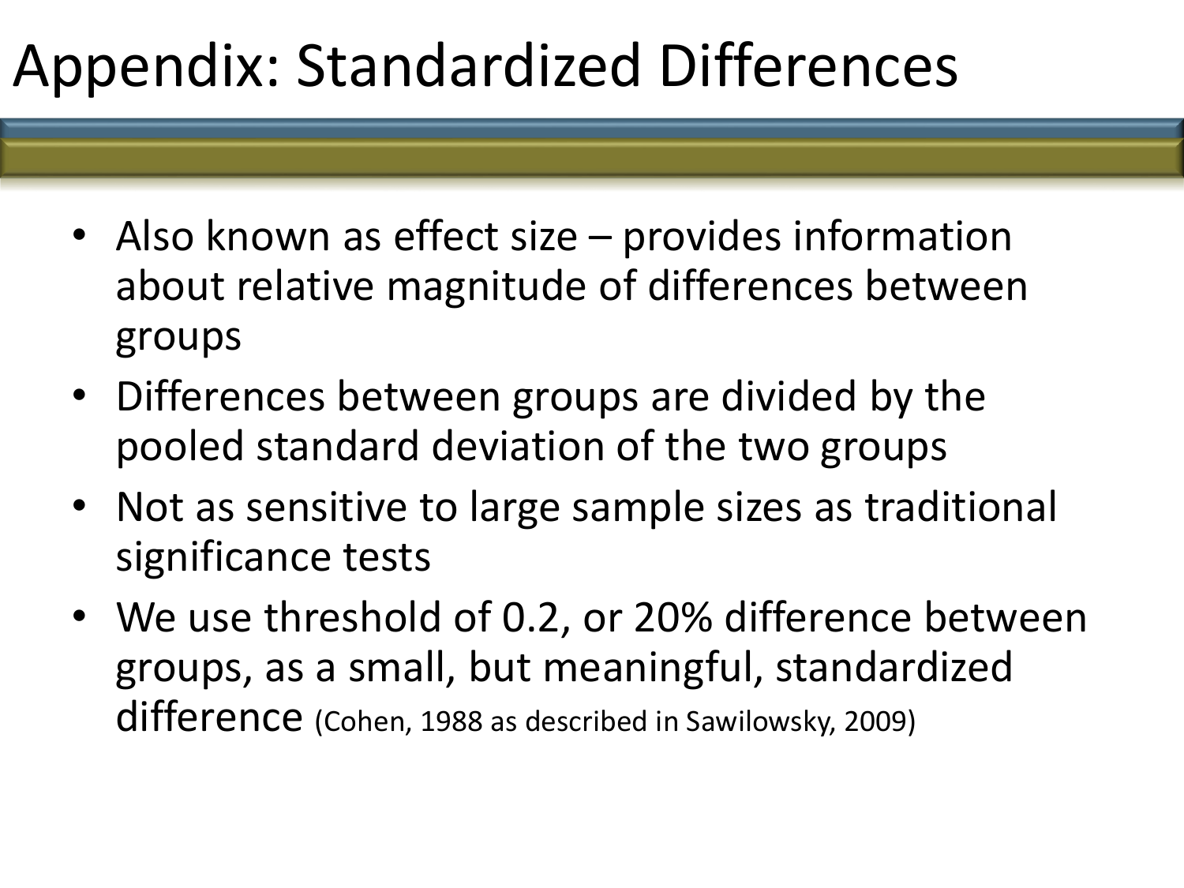# Appendix: Standardized Differences

- Also known as effect size – provides information about relative magnitude of differences between groups
- Differences between groups are divided by the pooled standard deviation of the two groups
- Not as sensitive to large sample sizes as traditional significance tests
- We use threshold of 0.2, or 20% difference between groups, as a small, but meaningful, standardized difference (Cohen, 1988 as described in Sawilowsky, 2009)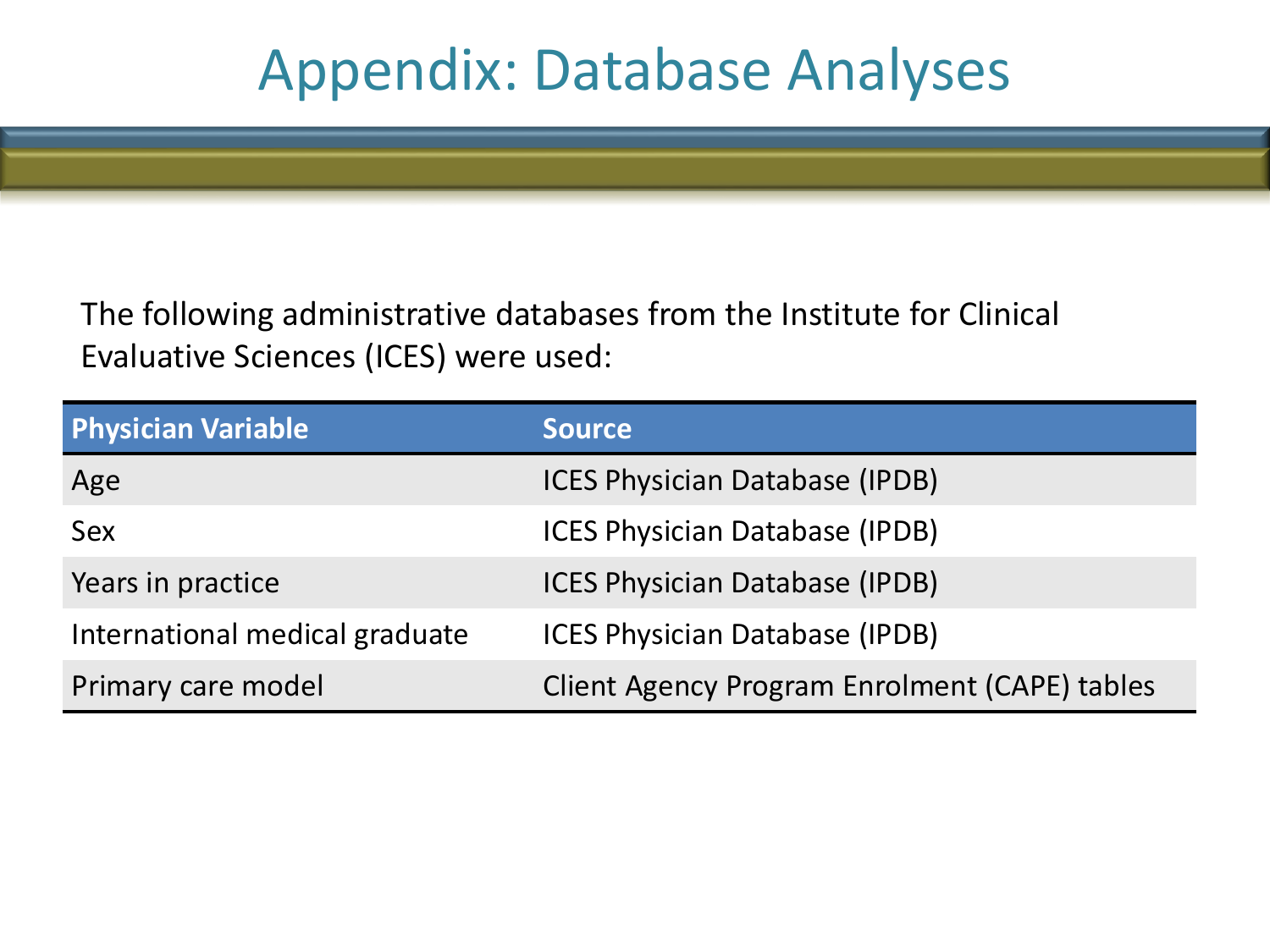# Appendix: Database Analyses

The following administrative databases from the Institute for Clinical Evaluative Sciences (ICES) were used:

| Physician Variable | Source |
|---|---|
| Age | ICES Physician Database (IPDB) |
| Sex | ICES Physician Database (IPDB) |
| Years in practice | ICES Physician Database (IPDB) |
| International medical graduate | ICES Physician Database (IPDB) |
| Primary care model | Client Agency Program Enrolment (CAPE) tables |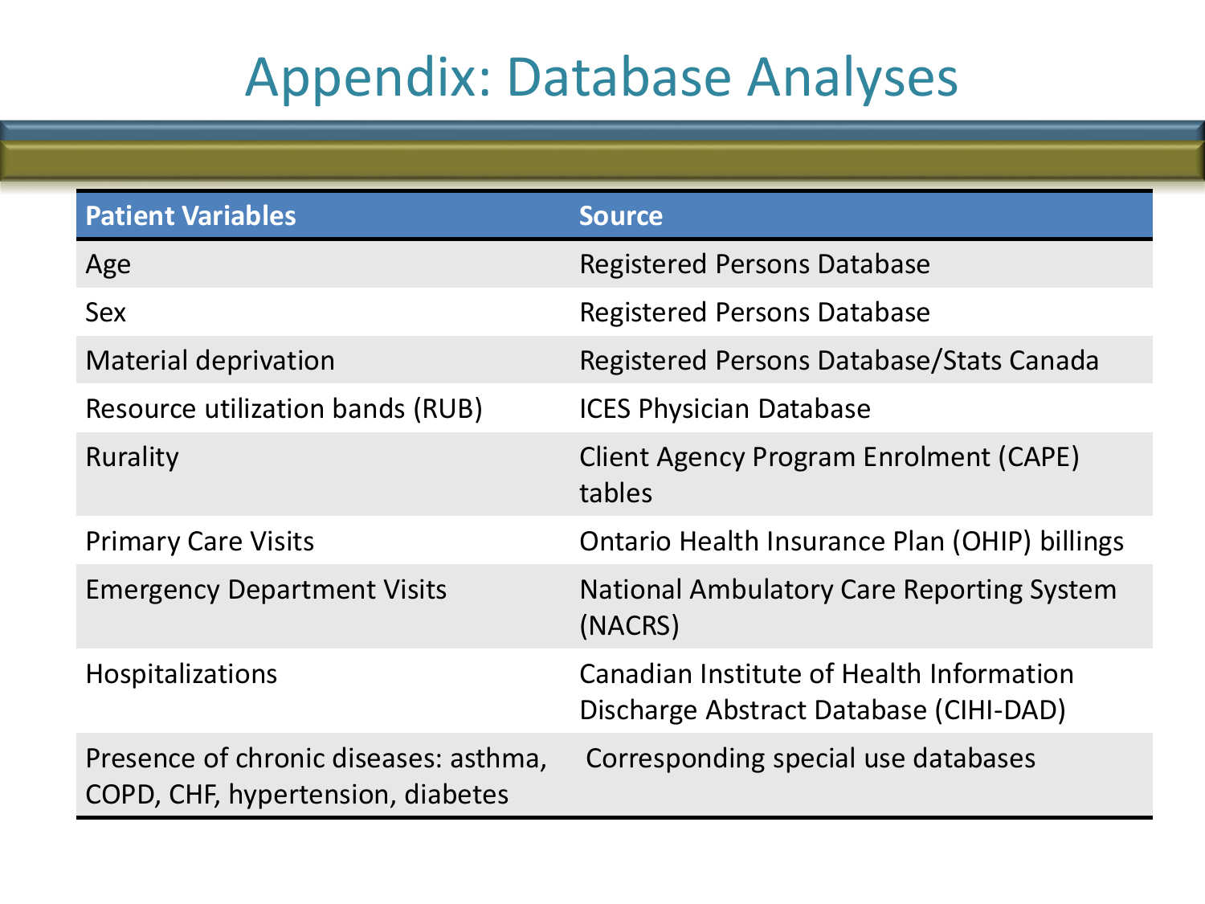# Appendix: Database Analyses

| Patient Variables | Source |
|---|---|
| Age | Registered Persons Database |
| Sex | Registered Persons Database |
| Material deprivation | Registered Persons Database/Stats Canada |
| Resource utilization bands (RUB) | ICES Physician Database |
| Rurality | Client Agency Program Enrolment (CAPE) tables |
| Primary Care Visits | Ontario Health Insurance Plan (OHIP) billings |
| Emergency Department Visits | National Ambulatory Care Reporting System (NACRS) |
| Hospitalizations | Canadian Institute of Health Information Discharge Abstract Database (CIHI-DAD) |
| Presence of chronic diseases: asthma, COPD, CHF, hypertension, diabetes | Corresponding special use databases |